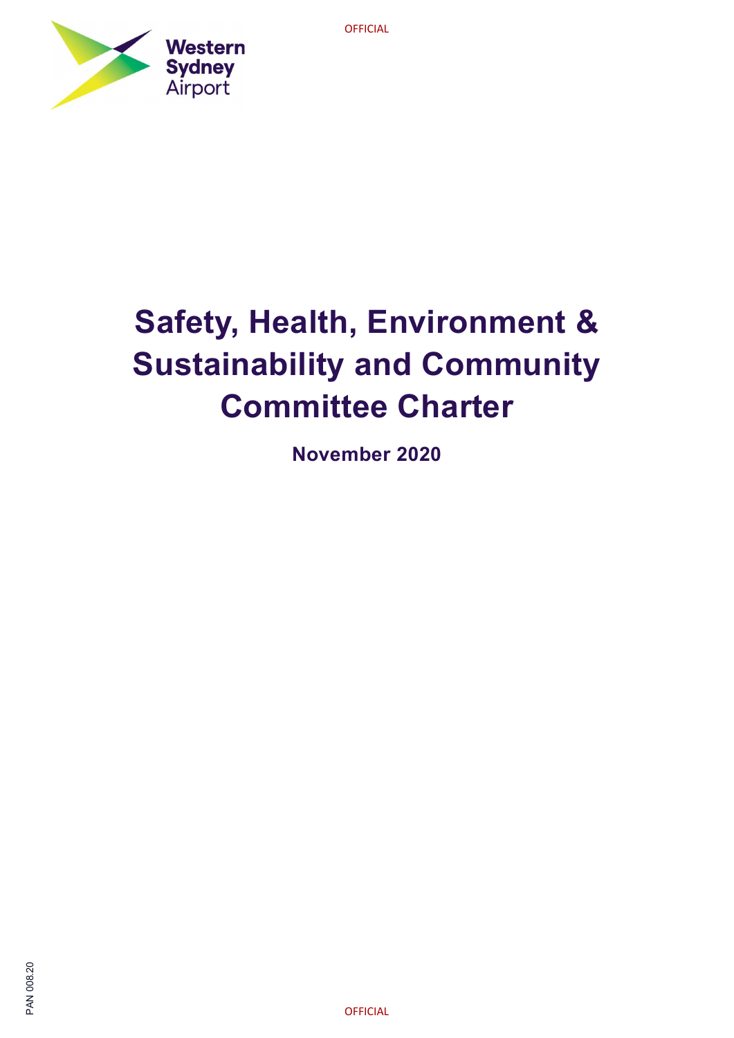# Safety, Health, Environment & Sustainability and Community Committee Charter

**November 2020**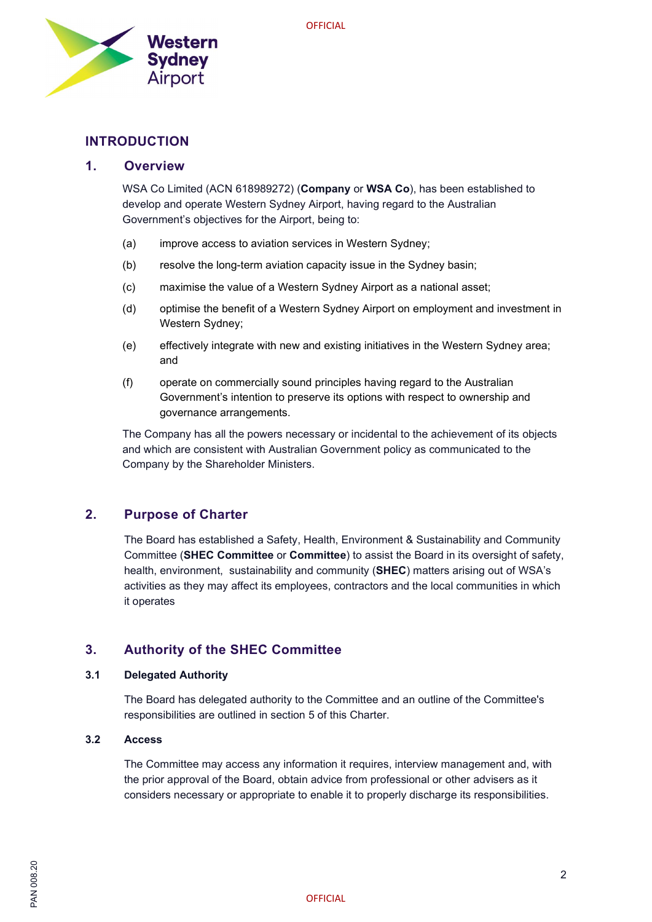# INTRODUCTION

## 1. Overview

WSA Co Limited (ACN 618989272) (**Company** or **WSA Co**), has been established to develop and operate Western Sydney Airport, having regard to the Australian Government's objectives for the Airport, being to:

(a) improve access to aviation services in Western Sydney;

(b) resolve the long-term aviation capacity issue in the Sydney basin;

(c) maximise the value of a Western Sydney Airport as a national asset;

(d) optimise the benefit of a Western Sydney Airport on employment and investment in Western Sydney;

(e) effectively integrate with new and existing initiatives in the Western Sydney area; and

(f) operate on commercially sound principles having regard to the Australian Government's intention to preserve its options with respect to ownership and governance arrangements.

The Company has all the powers necessary or incidental to the achievement of its objects and which are consistent with Australian Government policy as communicated to the Company by the Shareholder Ministers.

## 2. Purpose of Charter

The Board has established a Safety, Health, Environment & Sustainability and Community Committee (**SHEC Committee** or **Committee**) to assist the Board in its oversight of safety, health, environment, sustainability and community (**SHEC**) matters arising out of WSA's activities as they may affect its employees, contractors and the local communities in which it operates

## 3. Authority of the SHEC Committee

### 3.1 Delegated Authority

The Board has delegated authority to the Committee and an outline of the Committee's responsibilities are outlined in section 5 of this Charter.

### 3.2 Access

The Committee may access any information it requires, interview management and, with the prior approval of the Board, obtain advice from professional or other advisers as it considers necessary or appropriate to enable it to properly discharge its responsibilities.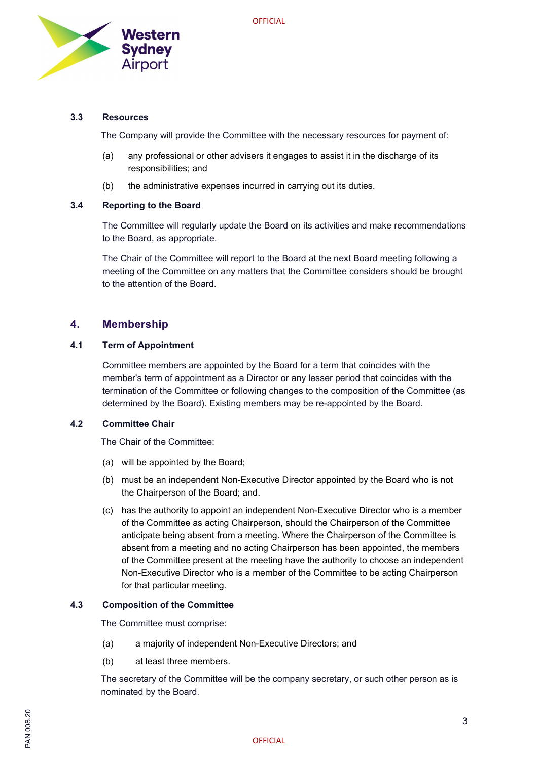### 3.3 Resources

The Company will provide the Committee with the necessary resources for payment of:

(a) any professional or other advisers it engages to assist it in the discharge of its responsibilities; and

(b) the administrative expenses incurred in carrying out its duties.

### 3.4 Reporting to the Board

The Committee will regularly update the Board on its activities and make recommendations to the Board, as appropriate.

The Chair of the Committee will report to the Board at the next Board meeting following a meeting of the Committee on any matters that the Committee considers should be brought to the attention of the Board.

## 4. Membership

### 4.1 Term of Appointment

Committee members are appointed by the Board for a term that coincides with the member's term of appointment as a Director or any lesser period that coincides with the termination of the Committee or following changes to the composition of the Committee (as determined by the Board). Existing members may be re-appointed by the Board.

### 4.2 Committee Chair

The Chair of the Committee:

(a) will be appointed by the Board;

(b) must be an independent Non-Executive Director appointed by the Board who is not the Chairperson of the Board; and.

(c) has the authority to appoint an independent Non-Executive Director who is a member of the Committee as acting Chairperson, should the Chairperson of the Committee anticipate being absent from a meeting. Where the Chairperson of the Committee is absent from a meeting and no acting Chairperson has been appointed, the members of the Committee present at the meeting have the authority to choose an independent Non-Executive Director who is a member of the Committee to be acting Chairperson for that particular meeting.

### 4.3 Composition of the Committee

The Committee must comprise:

(a) a majority of independent Non-Executive Directors; and

(b) at least three members.

The secretary of the Committee will be the company secretary, or such other person as is nominated by the Board.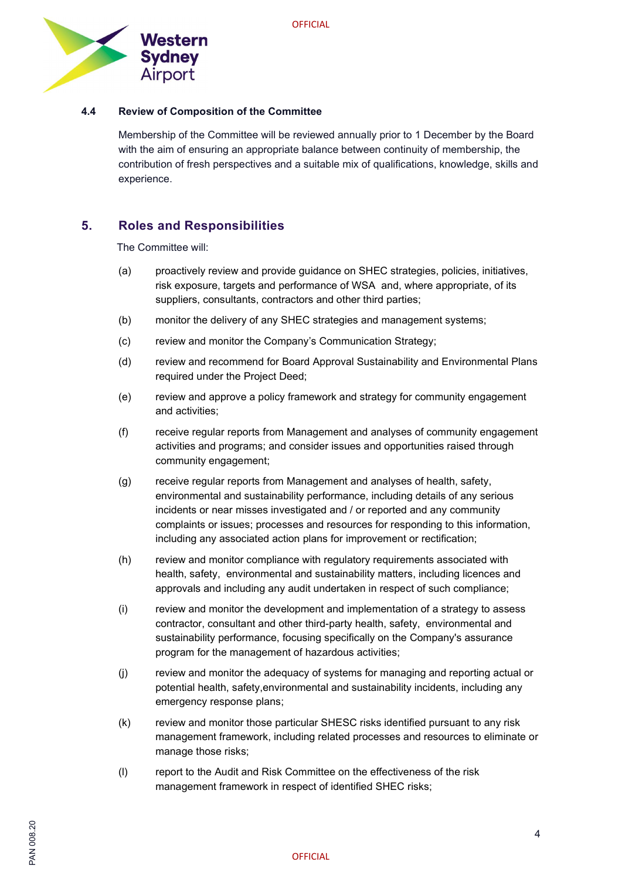### 4.4 Review of Composition of the Committee

Membership of the Committee will be reviewed annually prior to 1 December by the Board with the aim of ensuring an appropriate balance between continuity of membership, the contribution of fresh perspectives and a suitable mix of qualifications, knowledge, skills and experience.

## 5. Roles and Responsibilities

The Committee will:

(a) proactively review and provide guidance on SHEC strategies, policies, initiatives, risk exposure, targets and performance of WSA and, where appropriate, of its suppliers, consultants, contractors and other third parties;

(b) monitor the delivery of any SHEC strategies and management systems;

(c) review and monitor the Company's Communication Strategy;

(d) review and recommend for Board Approval Sustainability and Environmental Plans required under the Project Deed;

(e) review and approve a policy framework and strategy for community engagement and activities;

(f) receive regular reports from Management and analyses of community engagement activities and programs; and consider issues and opportunities raised through community engagement;

(g) receive regular reports from Management and analyses of health, safety, environmental and sustainability performance, including details of any serious incidents or near misses investigated and / or reported and any community complaints or issues; processes and resources for responding to this information, including any associated action plans for improvement or rectification;

(h) review and monitor compliance with regulatory requirements associated with health, safety, environmental and sustainability matters, including licences and approvals and including any audit undertaken in respect of such compliance;

(i) review and monitor the development and implementation of a strategy to assess contractor, consultant and other third-party health, safety, environmental and sustainability performance, focusing specifically on the Company's assurance program for the management of hazardous activities;

(j) review and monitor the adequacy of systems for managing and reporting actual or potential health, safety,environmental and sustainability incidents, including any emergency response plans;

(k) review and monitor those particular SHESC risks identified pursuant to any risk management framework, including related processes and resources to eliminate or manage those risks;

(l) report to the Audit and Risk Committee on the effectiveness of the risk management framework in respect of identified SHEC risks;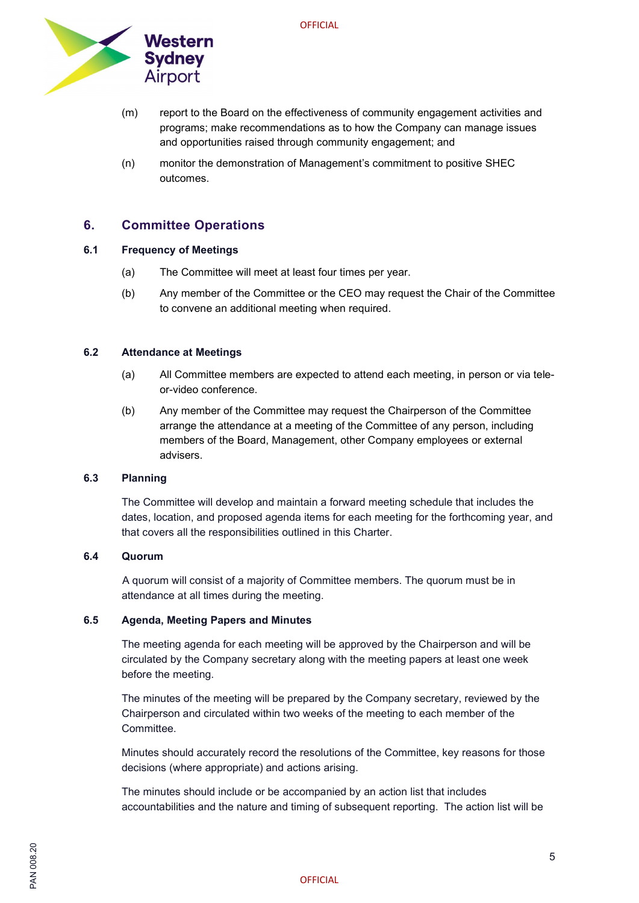(m) report to the Board on the effectiveness of community engagement activities and programs; make recommendations as to how the Company can manage issues and opportunities raised through community engagement; and

(n) monitor the demonstration of Management's commitment to positive SHEC outcomes.

## 6. Committee Operations

### 6.1 Frequency of Meetings

(a) The Committee will meet at least four times per year.

(b) Any member of the Committee or the CEO may request the Chair of the Committee to convene an additional meeting when required.

### 6.2 Attendance at Meetings

(a) All Committee members are expected to attend each meeting, in person or via tele-or-video conference.

(b) Any member of the Committee may request the Chairperson of the Committee arrange the attendance at a meeting of the Committee of any person, including members of the Board, Management, other Company employees or external advisers.

### 6.3 Planning

The Committee will develop and maintain a forward meeting schedule that includes the dates, location, and proposed agenda items for each meeting for the forthcoming year, and that covers all the responsibilities outlined in this Charter.

### 6.4 Quorum

A quorum will consist of a majority of Committee members. The quorum must be in attendance at all times during the meeting.

### 6.5 Agenda, Meeting Papers and Minutes

The meeting agenda for each meeting will be approved by the Chairperson and will be circulated by the Company secretary along with the meeting papers at least one week before the meeting.

The minutes of the meeting will be prepared by the Company secretary, reviewed by the Chairperson and circulated within two weeks of the meeting to each member of the Committee.

Minutes should accurately record the resolutions of the Committee, key reasons for those decisions (where appropriate) and actions arising.

The minutes should include or be accompanied by an action list that includes accountabilities and the nature and timing of subsequent reporting. The action list will be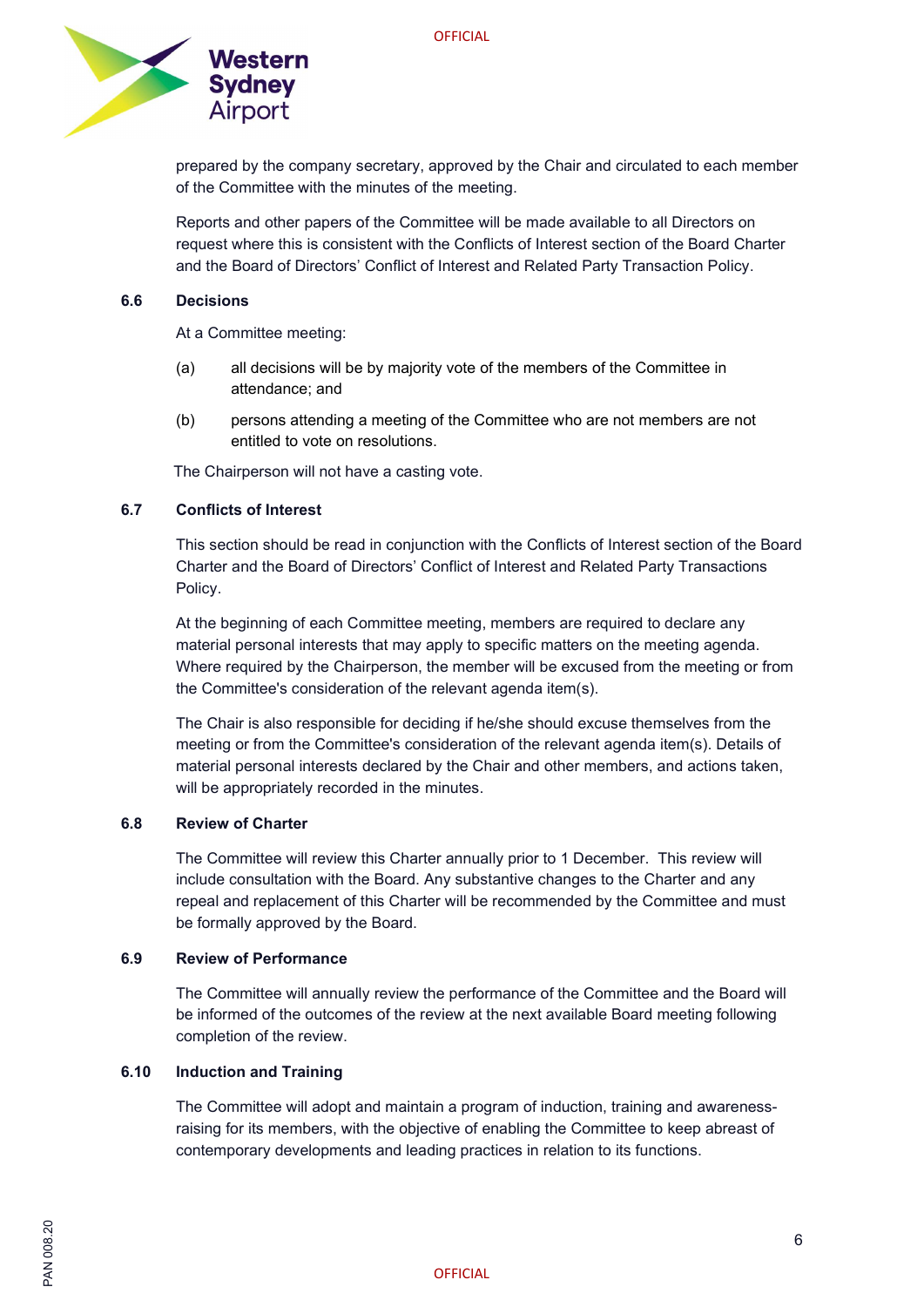prepared by the company secretary, approved by the Chair and circulated to each member of the Committee with the minutes of the meeting.

Reports and other papers of the Committee will be made available to all Directors on request where this is consistent with the Conflicts of Interest section of the Board Charter and the Board of Directors' Conflict of Interest and Related Party Transaction Policy.

### 6.6 Decisions

At a Committee meeting:

(a) all decisions will be by majority vote of the members of the Committee in attendance; and

(b) persons attending a meeting of the Committee who are not members are not entitled to vote on resolutions.

The Chairperson will not have a casting vote.

### 6.7 Conflicts of Interest

This section should be read in conjunction with the Conflicts of Interest section of the Board Charter and the Board of Directors' Conflict of Interest and Related Party Transactions Policy.

At the beginning of each Committee meeting, members are required to declare any material personal interests that may apply to specific matters on the meeting agenda. Where required by the Chairperson, the member will be excused from the meeting or from the Committee's consideration of the relevant agenda item(s).

The Chair is also responsible for deciding if he/she should excuse themselves from the meeting or from the Committee's consideration of the relevant agenda item(s). Details of material personal interests declared by the Chair and other members, and actions taken, will be appropriately recorded in the minutes.

### 6.8 Review of Charter

The Committee will review this Charter annually prior to 1 December. This review will include consultation with the Board. Any substantive changes to the Charter and any repeal and replacement of this Charter will be recommended by the Committee and must be formally approved by the Board.

### 6.9 Review of Performance

The Committee will annually review the performance of the Committee and the Board will be informed of the outcomes of the review at the next available Board meeting following completion of the review.

### 6.10 Induction and Training

The Committee will adopt and maintain a program of induction, training and awareness-raising for its members, with the objective of enabling the Committee to keep abreast of contemporary developments and leading practices in relation to its functions.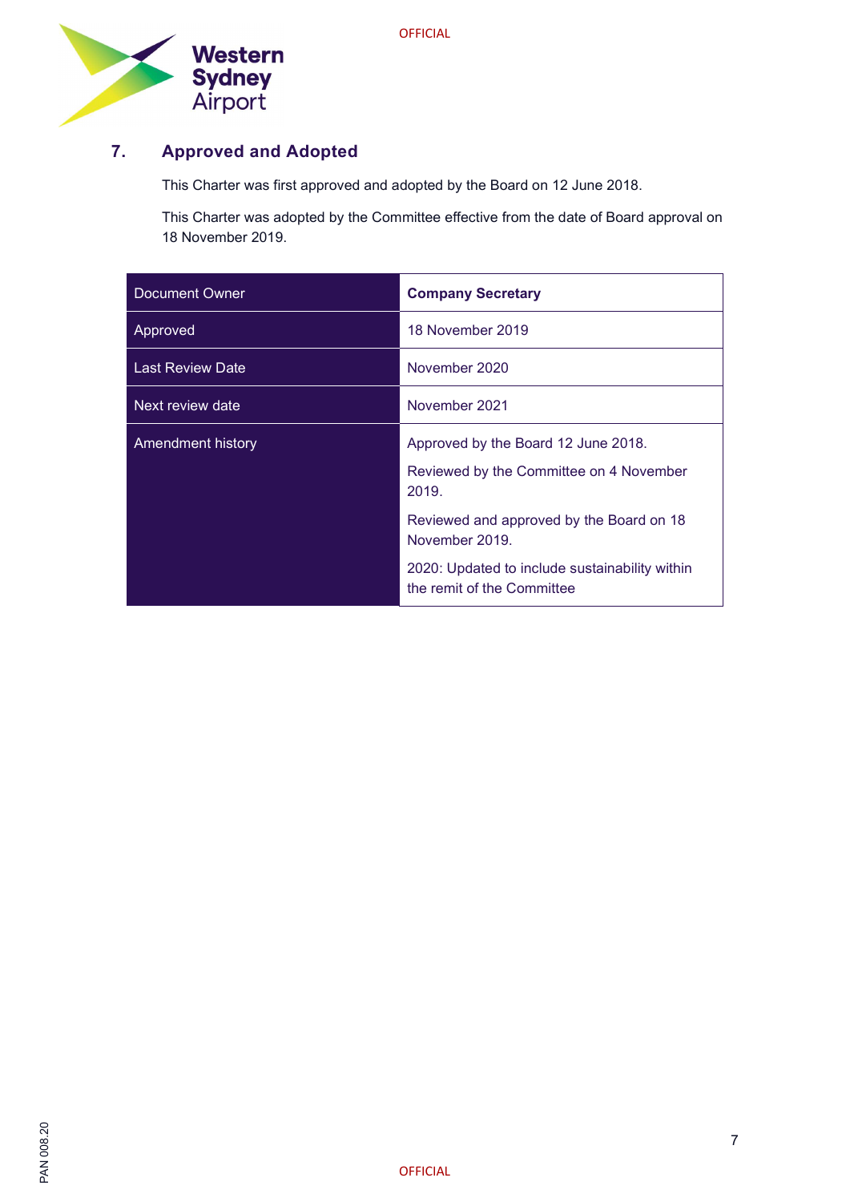## 7. Approved and Adopted

This Charter was first approved and adopted by the Board on 12 June 2018.

This Charter was adopted by the Committee effective from the date of Board approval on 18 November 2019.

| | |
|---|---|
| Document Owner | **Company Secretary** |
| Approved | 18 November 2019 |
| Last Review Date | November 2020 |
| Next review date | November 2021 |
| Amendment history | Approved by the Board 12 June 2018.<br>Reviewed by the Committee on 4 November 2019.<br>Reviewed and approved by the Board on 18 November 2019.<br>2020: Updated to include sustainability within the remit of the Committee |